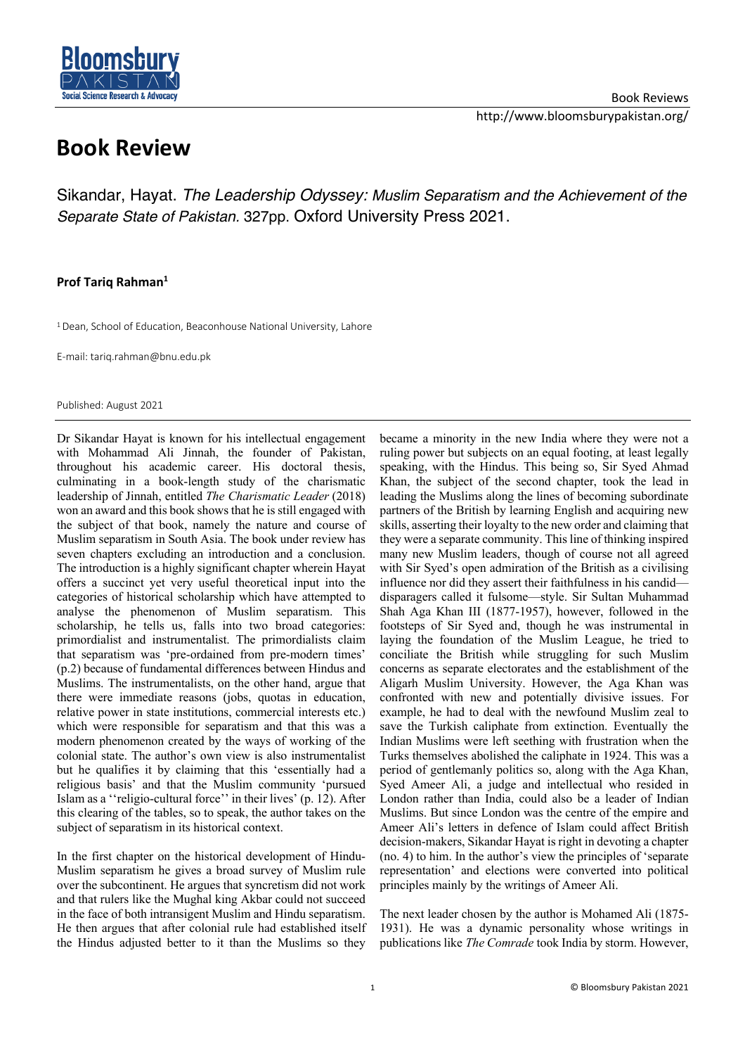# Book Review

Sikandar, Hayat. *The Leadership Odyssey: Muslim Separatism and the Achievement of the Separate State of Pakistan.* 327pp. Oxford University Press 2021.

**Prof Tariq Rahman**[1]

[1] Dean, School of Education, Beaconhouse National University, Lahore

E-mail: tariq.rahman@bnu.edu.pk

Published: August 2021

---

Dr Sikandar Hayat is known for his intellectual engagement with Mohammad Ali Jinnah, the founder of Pakistan, throughout his academic career. His doctoral thesis, culminating in a book-length study of the charismatic leadership of Jinnah, entitled *The Charismatic Leader* (2018) won an award and this book shows that he is still engaged with the subject of that book, namely the nature and course of Muslim separatism in South Asia. The book under review has seven chapters excluding an introduction and a conclusion. The introduction is a highly significant chapter wherein Hayat offers a succinct yet very useful theoretical input into the categories of historical scholarship which have attempted to analyse the phenomenon of Muslim separatism. This scholarship, he tells us, falls into two broad categories: primordialist and instrumentalist. The primordialists claim that separatism was 'pre-ordained from pre-modern times' (p.2) because of fundamental differences between Hindus and Muslims. The instrumentalists, on the other hand, argue that there were immediate reasons (jobs, quotas in education, relative power in state institutions, commercial interests etc.) which were responsible for separatism and that this was a modern phenomenon created by the ways of working of the colonial state. The author's own view is also instrumentalist but he qualifies it by claiming that this 'essentially had a religious basis' and that the Muslim community 'pursued Islam as a ''religio-cultural force'' in their lives' (p. 12). After this clearing of the tables, so to speak, the author takes on the subject of separatism in its historical context.

In the first chapter on the historical development of Hindu-Muslim separatism he gives a broad survey of Muslim rule over the subcontinent. He argues that syncretism did not work and that rulers like the Mughal king Akbar could not succeed in the face of both intransigent Muslim and Hindu separatism. He then argues that after colonial rule had established itself the Hindus adjusted better to it than the Muslims so they became a minority in the new India where they were not a ruling power but subjects on an equal footing, at least legally speaking, with the Hindus. This being so, Sir Syed Ahmad Khan, the subject of the second chapter, took the lead in leading the Muslims along the lines of becoming subordinate partners of the British by learning English and acquiring new skills, asserting their loyalty to the new order and claiming that they were a separate community. This line of thinking inspired many new Muslim leaders, though of course not all agreed with Sir Syed's open admiration of the British as a civilising influence nor did they assert their faithfulness in his candid—disparagers called it fulsome—style. Sir Sultan Muhammad Shah Aga Khan III (1877-1957), however, followed in the footsteps of Sir Syed and, though he was instrumental in laying the foundation of the Muslim League, he tried to conciliate the British while struggling for such Muslim concerns as separate electorates and the establishment of the Aligarh Muslim University. However, the Aga Khan was confronted with new and potentially divisive issues. For example, he had to deal with the newfound Muslim zeal to save the Turkish caliphate from extinction. Eventually the Indian Muslims were left seething with frustration when the Turks themselves abolished the caliphate in 1924. This was a period of gentlemanly politics so, along with the Aga Khan, Syed Ameer Ali, a judge and intellectual who resided in London rather than India, could also be a leader of Indian Muslims. But since London was the centre of the empire and Ameer Ali's letters in defence of Islam could affect British decision-makers, Sikandar Hayat is right in devoting a chapter (no. 4) to him. In the author's view the principles of 'separate representation' and elections were converted into political principles mainly by the writings of Ameer Ali.

The next leader chosen by the author is Mohamed Ali (1875-1931). He was a dynamic personality whose writings in publications like *The Comrade* took India by storm. However,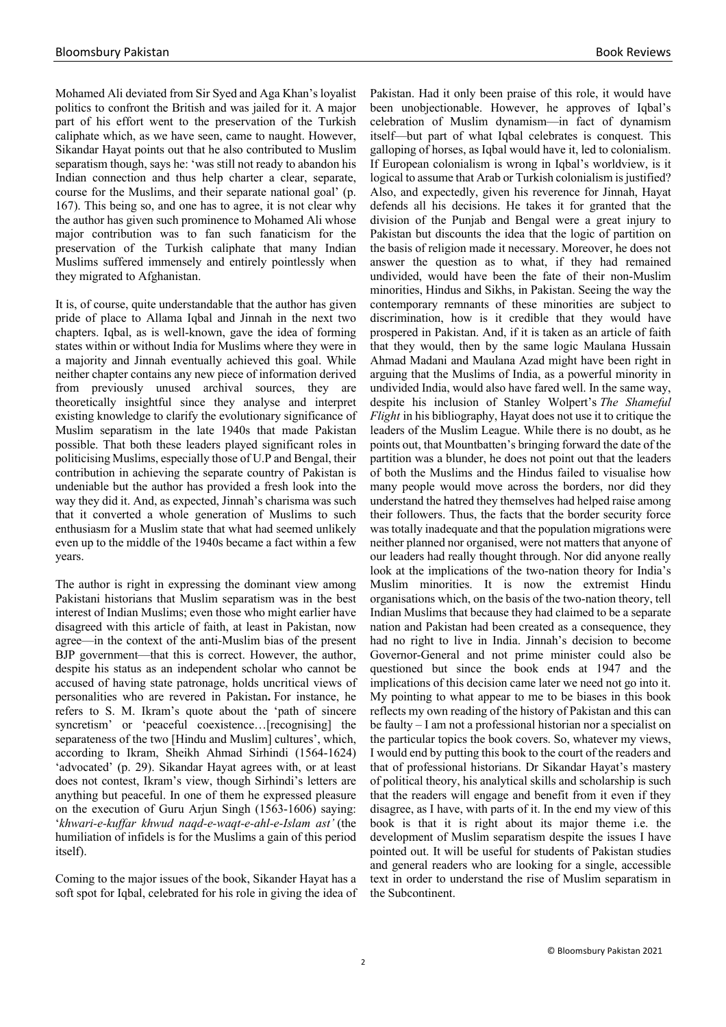Mohamed Ali deviated from Sir Syed and Aga Khan's loyalist politics to confront the British and was jailed for it. A major part of his effort went to the preservation of the Turkish caliphate which, as we have seen, came to naught. However, Sikandar Hayat points out that he also contributed to Muslim separatism though, says he: 'was still not ready to abandon his Indian connection and thus help charter a clear, separate, course for the Muslims, and their separate national goal' (p. 167). This being so, and one has to agree, it is not clear why the author has given such prominence to Mohamed Ali whose major contribution was to fan such fanaticism for the preservation of the Turkish caliphate that many Indian Muslims suffered immensely and entirely pointlessly when they migrated to Afghanistan.

It is, of course, quite understandable that the author has given pride of place to Allama Iqbal and Jinnah in the next two chapters. Iqbal, as is well-known, gave the idea of forming states within or without India for Muslims where they were in a majority and Jinnah eventually achieved this goal. While neither chapter contains any new piece of information derived from previously unused archival sources, they are theoretically insightful since they analyse and interpret existing knowledge to clarify the evolutionary significance of Muslim separatism in the late 1940s that made Pakistan possible. That both these leaders played significant roles in politicising Muslims, especially those of U.P and Bengal, their contribution in achieving the separate country of Pakistan is undeniable but the author has provided a fresh look into the way they did it. And, as expected, Jinnah's charisma was such that it converted a whole generation of Muslims to such enthusiasm for a Muslim state that what had seemed unlikely even up to the middle of the 1940s became a fact within a few years.

The author is right in expressing the dominant view among Pakistani historians that Muslim separatism was in the best interest of Indian Muslims; even those who might earlier have disagreed with this article of faith, at least in Pakistan, now agree—in the context of the anti-Muslim bias of the present BJP government—that this is correct. However, the author, despite his status as an independent scholar who cannot be accused of having state patronage, holds uncritical views of personalities who are revered in Pakistan**.** For instance, he refers to S. M. Ikram's quote about the 'path of sincere syncretism' or 'peaceful coexistence…[recognising] the separateness of the two [Hindu and Muslim] cultures', which, according to Ikram, Sheikh Ahmad Sirhindi (1564-1624) 'advocated' (p. 29). Sikandar Hayat agrees with, or at least does not contest, Ikram's view, though Sirhindi's letters are anything but peaceful. In one of them he expressed pleasure on the execution of Guru Arjun Singh (1563-1606) saying: '*khwari-e-kuffar khwud naqd-e-waqt-e-ahl-e-Islam ast'* (the humiliation of infidels is for the Muslims a gain of this period itself).

Coming to the major issues of the book, Sikander Hayat has a soft spot for Iqbal, celebrated for his role in giving the idea of Pakistan. Had it only been praise of this role, it would have been unobjectionable. However, he approves of Iqbal's celebration of Muslim dynamism—in fact of dynamism itself—but part of what Iqbal celebrates is conquest. This galloping of horses, as Iqbal would have it, led to colonialism. If European colonialism is wrong in Iqbal's worldview, is it logical to assume that Arab or Turkish colonialism is justified? Also, and expectedly, given his reverence for Jinnah, Hayat defends all his decisions. He takes it for granted that the division of the Punjab and Bengal were a great injury to Pakistan but discounts the idea that the logic of partition on the basis of religion made it necessary. Moreover, he does not answer the question as to what, if they had remained undivided, would have been the fate of their non-Muslim minorities, Hindus and Sikhs, in Pakistan. Seeing the way the contemporary remnants of these minorities are subject to discrimination, how is it credible that they would have prospered in Pakistan. And, if it is taken as an article of faith that they would, then by the same logic Maulana Hussain Ahmad Madani and Maulana Azad might have been right in arguing that the Muslims of India, as a powerful minority in undivided India, would also have fared well. In the same way, despite his inclusion of Stanley Wolpert's *The Shameful Flight* in his bibliography, Hayat does not use it to critique the leaders of the Muslim League. While there is no doubt, as he points out, that Mountbatten's bringing forward the date of the partition was a blunder, he does not point out that the leaders of both the Muslims and the Hindus failed to visualise how many people would move across the borders, nor did they understand the hatred they themselves had helped raise among their followers. Thus, the facts that the border security force was totally inadequate and that the population migrations were neither planned nor organised, were not matters that anyone of our leaders had really thought through. Nor did anyone really look at the implications of the two-nation theory for India's Muslim minorities. It is now the extremist Hindu organisations which, on the basis of the two-nation theory, tell Indian Muslims that because they had claimed to be a separate nation and Pakistan had been created as a consequence, they had no right to live in India. Jinnah's decision to become Governor-General and not prime minister could also be questioned but since the book ends at 1947 and the implications of this decision came later we need not go into it. My pointing to what appear to me to be biases in this book reflects my own reading of the history of Pakistan and this can be faulty – I am not a professional historian nor a specialist on the particular topics the book covers. So, whatever my views, I would end by putting this book to the court of the readers and that of professional historians. Dr Sikandar Hayat's mastery of political theory, his analytical skills and scholarship is such that the readers will engage and benefit from it even if they disagree, as I have, with parts of it. In the end my view of this book is that it is right about its major theme i.e. the development of Muslim separatism despite the issues I have pointed out. It will be useful for students of Pakistan studies and general readers who are looking for a single, accessible text in order to understand the rise of Muslim separatism in the Subcontinent.

© Bloomsbury Pakistan 2021